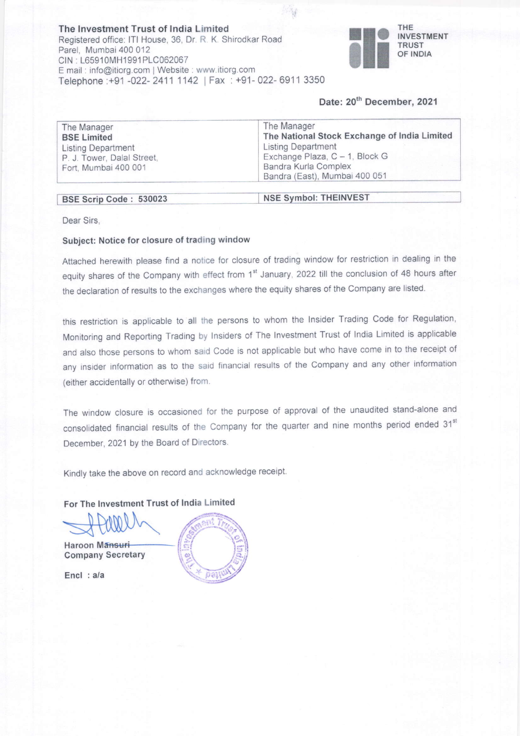**The Investment Trust of India Limited**
Registered office: ITI House, 36, Dr. R. K. Shirodkar Road
Parel, Mumbai 400 012
CIN : L65910MH1991PLC062067
E mail : info@itiorg.com | Website : www.itiorg.com
Telephone :+91 -022- 2411 1142 | Fax : +91- 022- 6911 3350

THE INVESTMENT TRUST OF INDIA

**Date: 20th December, 2021**

| The Manager<br>**BSE Limited**<br>Listing Department<br>P. J. Tower, Dalal Street,<br>Fort, Mumbai 400 001 | The Manager<br>**The National Stock Exchange of India Limited**<br>Listing Department<br>Exchange Plaza, C – 1, Block G<br>Bandra Kurla Complex<br>Bandra (East), Mumbai 400 051 |
|---|---|
| **BSE Scrip Code : 530023** | **NSE Symbol: THEINVEST** |

Dear Sirs,

**Subject: Notice for closure of trading window**

Attached herewith please find a notice for closure of trading window for restriction in dealing in the equity shares of the Company with effect from 1st January, 2022 till the conclusion of 48 hours after the declaration of results to the exchanges where the equity shares of the Company are listed.

this restriction is applicable to all the persons to whom the Insider Trading Code for Regulation, Monitoring and Reporting Trading by Insiders of The Investment Trust of India Limited is applicable and also those persons to whom said Code is not applicable but who have come in to the receipt of any insider information as to the said financial results of the Company and any other information (either accidentally or otherwise) from.

The window closure is occasioned for the purpose of approval of the unaudited stand-alone and consolidated financial results of the Company for the quarter and nine months period ended 31st December, 2021 by the Board of Directors.

Kindly take the above on record and acknowledge receipt.

**For The Investment Trust of India Limited**

Haroon Mansuri
**Company Secretary**

**Encl : a/a**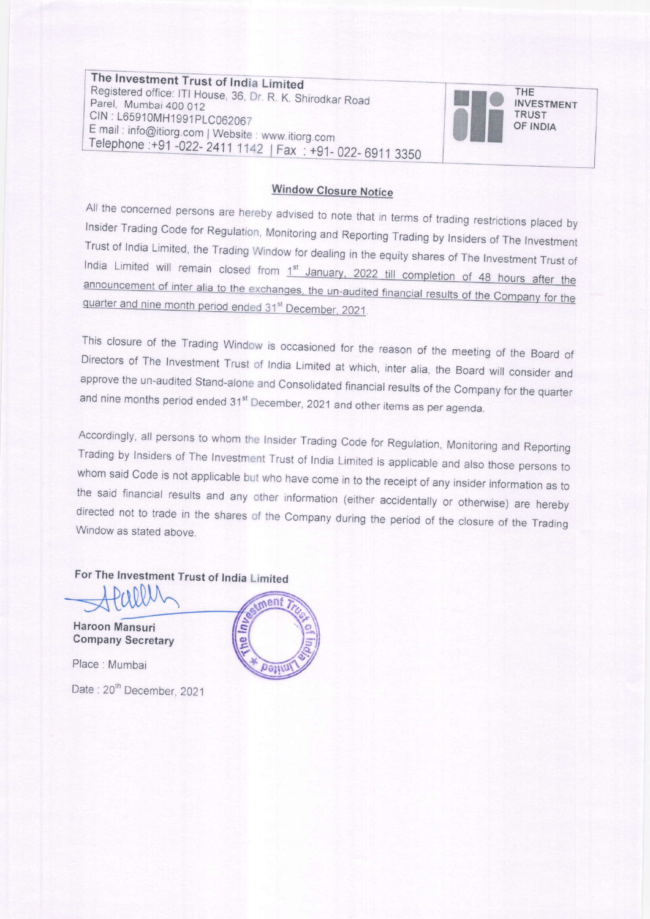**The Investment Trust of India Limited**
Registered office: ITI House, 36, Dr. R. K. Shirodkar Road
Parel, Mumbai 400 012
CIN : L65910MH1991PLC062067
E mail : info@itiorg.com | Website : www.itiorg.com
Telephone :+91 -022- 2411 1142 | Fax : +91- 022- 6911 3350

THE INVESTMENT TRUST OF INDIA

## Window Closure Notice

All the concerned persons are hereby advised to note that in terms of trading restrictions placed by Insider Trading Code for Regulation, Monitoring and Reporting Trading by Insiders of The Investment Trust of India Limited, the Trading Window for dealing in the equity shares of The Investment Trust of India Limited will remain closed from 1st January, 2022 till completion of 48 hours after the announcement of inter alia to the exchanges, the un-audited financial results of the Company for the quarter and nine month period ended 31st December, 2021.

This closure of the Trading Window is occasioned for the reason of the meeting of the Board of Directors of The Investment Trust of India Limited at which, inter alia, the Board will consider and approve the un-audited Stand-alone and Consolidated financial results of the Company for the quarter and nine months period ended 31st December, 2021 and other items as per agenda.

Accordingly, all persons to whom the Insider Trading Code for Regulation, Monitoring and Reporting Trading by Insiders of The Investment Trust of India Limited is applicable and also those persons to whom said Code is not applicable but who have come in to the receipt of any insider information as to the said financial results and any other information (either accidentally or otherwise) are hereby directed not to trade in the shares of the Company during the period of the closure of the Trading Window as stated above.

**For The Investment Trust of India Limited**

**Haroon Mansuri**
**Company Secretary**

Place : Mumbai

Date : 20th December, 2021